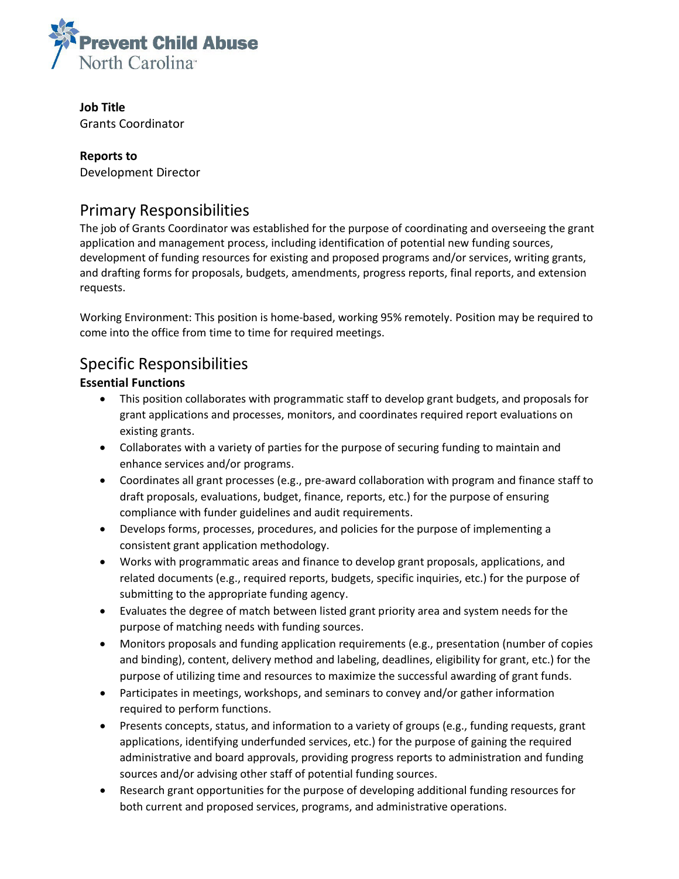Prevent Child Abuse
North Carolina

**Job Title**
Grants Coordinator

**Reports to**
Development Director

## Primary Responsibilities

The job of Grants Coordinator was established for the purpose of coordinating and overseeing the grant application and management process, including identification of potential new funding sources, development of funding resources for existing and proposed programs and/or services, writing grants, and drafting forms for proposals, budgets, amendments, progress reports, final reports, and extension requests.

Working Environment: This position is home-based, working 95% remotely. Position may be required to come into the office from time to time for required meetings.

## Specific Responsibilities

**Essential Functions**

- This position collaborates with programmatic staff to develop grant budgets, and proposals for grant applications and processes, monitors, and coordinates required report evaluations on existing grants.
- Collaborates with a variety of parties for the purpose of securing funding to maintain and enhance services and/or programs.
- Coordinates all grant processes (e.g., pre-award collaboration with program and finance staff to draft proposals, evaluations, budget, finance, reports, etc.) for the purpose of ensuring compliance with funder guidelines and audit requirements.
- Develops forms, processes, procedures, and policies for the purpose of implementing a consistent grant application methodology.
- Works with programmatic areas and finance to develop grant proposals, applications, and related documents (e.g., required reports, budgets, specific inquiries, etc.) for the purpose of submitting to the appropriate funding agency.
- Evaluates the degree of match between listed grant priority area and system needs for the purpose of matching needs with funding sources.
- Monitors proposals and funding application requirements (e.g., presentation (number of copies and binding), content, delivery method and labeling, deadlines, eligibility for grant, etc.) for the purpose of utilizing time and resources to maximize the successful awarding of grant funds.
- Participates in meetings, workshops, and seminars to convey and/or gather information required to perform functions.
- Presents concepts, status, and information to a variety of groups (e.g., funding requests, grant applications, identifying underfunded services, etc.) for the purpose of gaining the required administrative and board approvals, providing progress reports to administration and funding sources and/or advising other staff of potential funding sources.
- Research grant opportunities for the purpose of developing additional funding resources for both current and proposed services, programs, and administrative operations.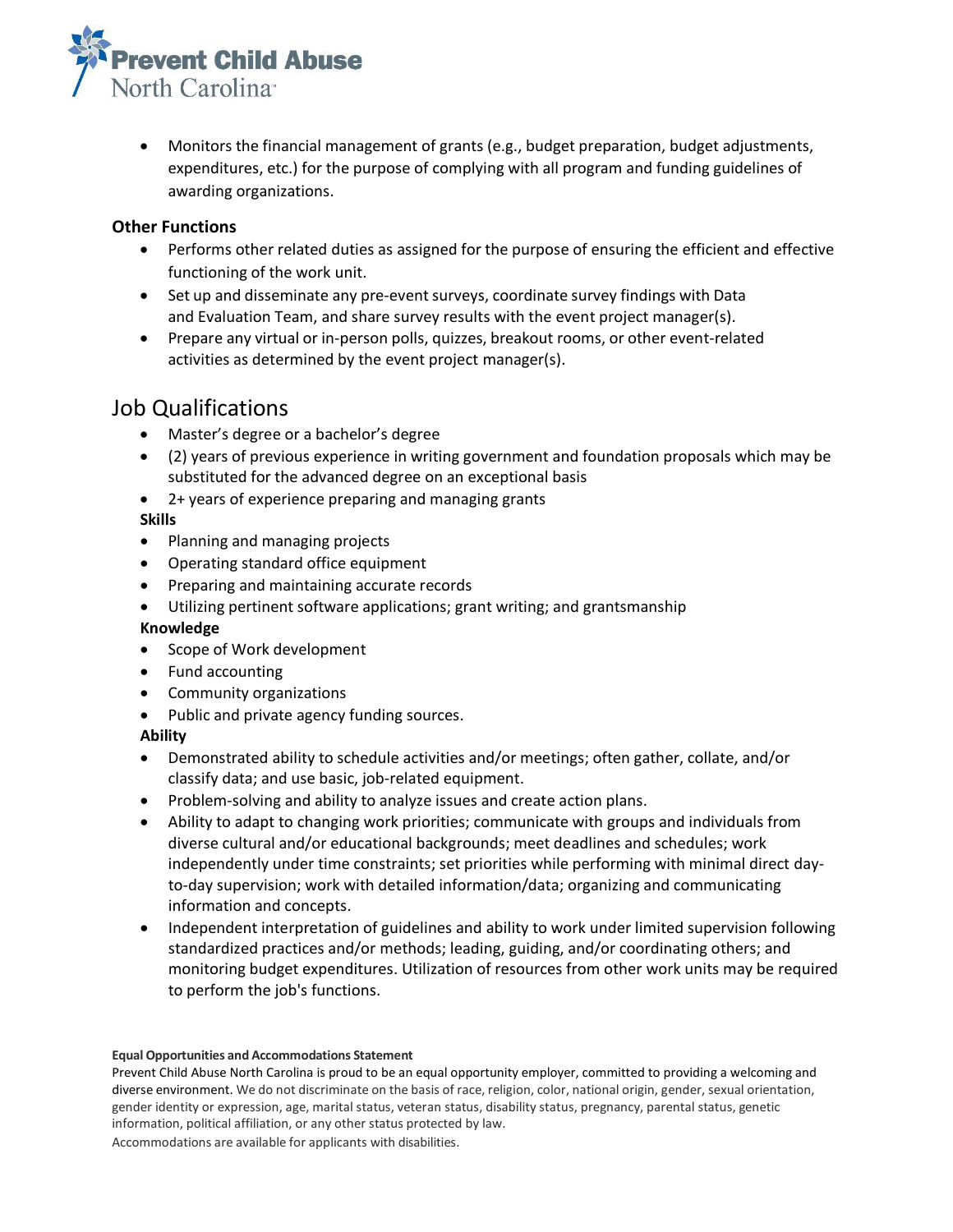- Monitors the financial management of grants (e.g., budget preparation, budget adjustments, expenditures, etc.) for the purpose of complying with all program and funding guidelines of awarding organizations.

**Other Functions**

- Performs other related duties as assigned for the purpose of ensuring the efficient and effective functioning of the work unit.
- Set up and disseminate any pre-event surveys, coordinate survey findings with Data and Evaluation Team, and share survey results with the event project manager(s).
- Prepare any virtual or in-person polls, quizzes, breakout rooms, or other event-related activities as determined by the event project manager(s).

## Job Qualifications

- Master's degree or a bachelor's degree
- (2) years of previous experience in writing government and foundation proposals which may be substituted for the advanced degree on an exceptional basis
- 2+ years of experience preparing and managing grants

**Skills**

- Planning and managing projects
- Operating standard office equipment
- Preparing and maintaining accurate records
- Utilizing pertinent software applications; grant writing; and grantsmanship

**Knowledge**

- Scope of Work development
- Fund accounting
- Community organizations
- Public and private agency funding sources.

**Ability**

- Demonstrated ability to schedule activities and/or meetings; often gather, collate, and/or classify data; and use basic, job-related equipment.
- Problem-solving and ability to analyze issues and create action plans.
- Ability to adapt to changing work priorities; communicate with groups and individuals from diverse cultural and/or educational backgrounds; meet deadlines and schedules; work independently under time constraints; set priorities while performing with minimal direct day-to-day supervision; work with detailed information/data; organizing and communicating information and concepts.
- Independent interpretation of guidelines and ability to work under limited supervision following standardized practices and/or methods; leading, guiding, and/or coordinating others; and monitoring budget expenditures. Utilization of resources from other work units may be required to perform the job's functions.

**Equal Opportunities and Accommodations Statement**

Prevent Child Abuse North Carolina is proud to be an equal opportunity employer, committed to providing a welcoming and diverse environment. We do not discriminate on the basis of race, religion, color, national origin, gender, sexual orientation, gender identity or expression, age, marital status, veteran status, disability status, pregnancy, parental status, genetic information, political affiliation, or any other status protected by law.

Accommodations are available for applicants with disabilities.